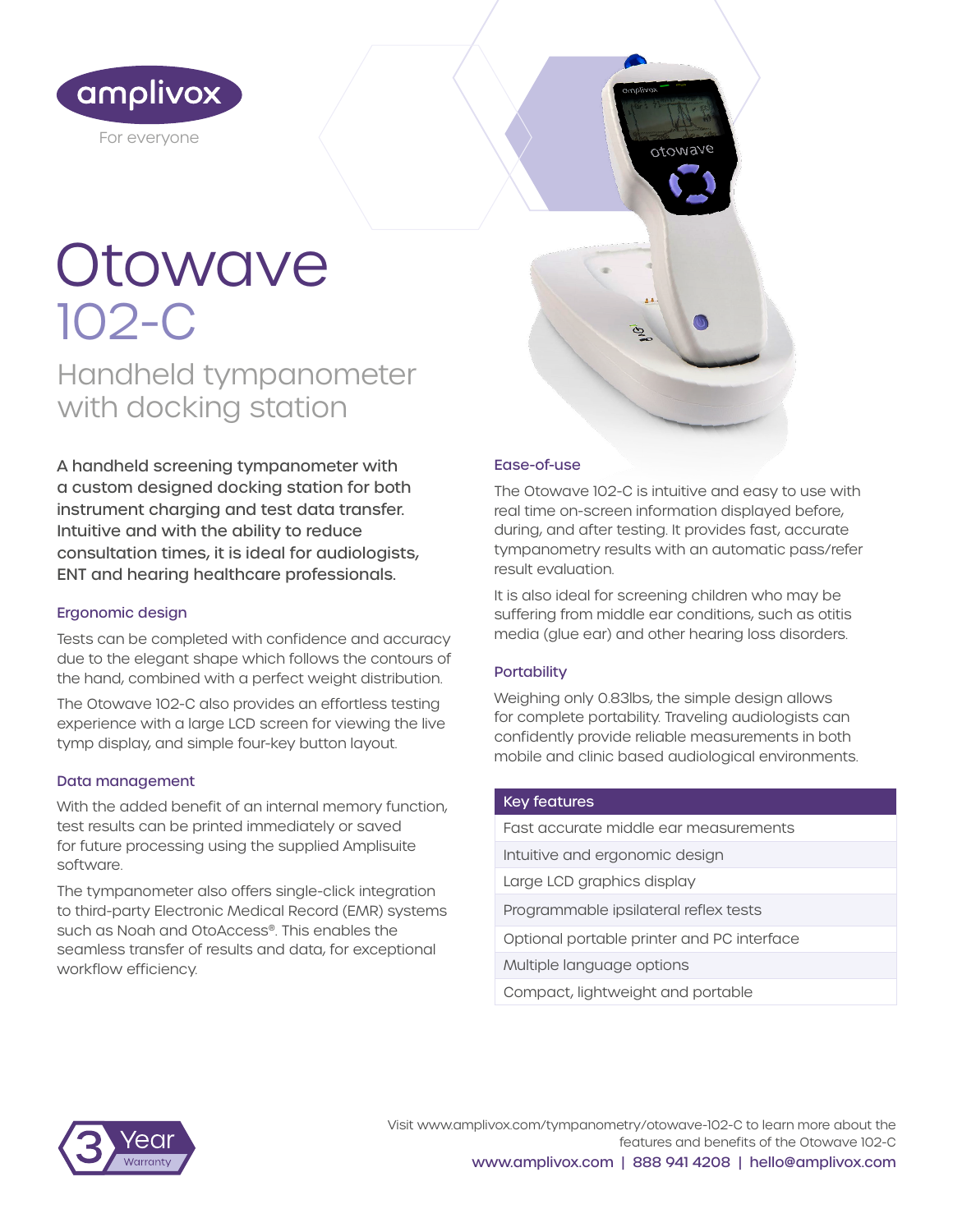amplivox

For everyone

# Otowave 102-C

## Handheld tympanometer with docking station

A handheld screening tympanometer with a custom designed docking station for both instrument charging and test data transfer. Intuitive and with the ability to reduce consultation times, it is ideal for audiologists, ENT and hearing healthcare professionals.

### Ergonomic design

Tests can be completed with confidence and accuracy due to the elegant shape which follows the contours of the hand, combined with a perfect weight distribution.

The Otowave 102-C also provides an effortless testing experience with a large LCD screen for viewing the live tymp display, and simple four-key button layout.

### Data management

With the added benefit of an internal memory function, test results can be printed immediately or saved for future processing using the supplied Amplisuite software.

The tympanometer also offers single-click integration to third-party Electronic Medical Record (EMR) systems such as Noah and OtoAccess®. This enables the seamless transfer of results and data, for exceptional workflow efficiency.

### Ease-of-use

The Otowave 102-C is intuitive and easy to use with real time on-screen information displayed before, during, and after testing. It provides fast, accurate tympanometry results with an automatic pass/refer result evaluation.

It is also ideal for screening children who may be suffering from middle ear conditions, such as otitis media (glue ear) and other hearing loss disorders.

### Portability

Weighing only 0.83lbs, the simple design allows for complete portability. Traveling audiologists can confidently provide reliable measurements in both mobile and clinic based audiological environments.

| Key features |
| --- |
| Fast accurate middle ear measurements |
| Intuitive and ergonomic design |
| Large LCD graphics display |
| Programmable ipsilateral reflex tests |
| Optional portable printer and PC interface |
| Multiple language options |
| Compact, lightweight and portable |

3 Year Warranty

Visit www.amplivox.com/tympanometry/otowave-102-C to learn more about the features and benefits of the Otowave 102-C

www.amplivox.com | 888 941 4208 | hello@amplivox.com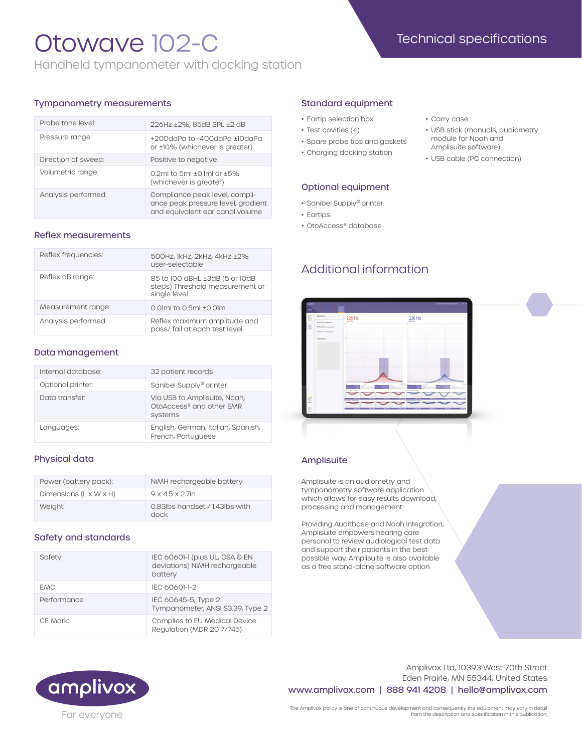# Otowave 102-C

Handheld tympanometer with docking station

Technical specifications

## Tympanometry measurements

| | |
|---|---|
| Probe tone level: | 226Hz ±2%, 85dB SPL ±2 dB |
| Pressure range: | +200daPa to -400daPa ±10daPa or ±10% (whichever is greater) |
| Direction of sweep: | Positive to negative |
| Volumetric range: | 0.2ml to 5ml ±0.1ml or ±5% (whichever is greater) |
| Analysis performed: | Compliance peak level, compliance peak pressure level, gradient and equivalent ear canal volume |

## Reflex measurements

| | |
|---|---|
| Reflex frequencies: | 500Hz, 1kHz, 2kHz, 4kHz ±2% user-selectable |
| Reflex dB range: | 85 to 100 dBHL ±3dB (5 or 10dB steps) Threshold measurement or single level |
| Measurement range: | 0.01ml to 0.5ml ±0.01m |
| Analysis performed: | Reflex maximum amplitude and pass/ fail at each test level |

## Data management

| | |
|---|---|
| Internal database: | 32 patient records |
| Optional printer: | Sanibel Supply® printer |
| Data transfer: | Via USB to Amplisuite, Noah, OtoAccess® and other EMR systems |
| Languages: | English, German, Italian, Spanish, French, Portuguese |

## Physical data

| | |
|---|---|
| Power (battery pack): | NiMH rechargeable battery |
| Dimensions (L x W x H): | 9 x 4.5 x 2.7in |
| Weight: | 0.83lbs handset / 1.43lbs with dock |

## Safety and standards

| | |
|---|---|
| Safety: | IEC 60601-1 (plus UL, CSA & EN deviations) NiMH rechargeable battery |
| EMC: | IEC 60601-1-2 |
| Performance: | IEC 60645-5, Type 2 Tympanometer, ANSI S3.39, Type 2 |
| CE Mark: | Complies to EU Medical Device Regulation (MDR 2017/745) |

## Standard equipment

- Eartip selection box
- Test cavities (4)
- Spare probe tips and gaskets
- Charging docking station
- Carry case
- USB stick (manuals, audiometry module for Noah and Amplisuite software)
- USB cable (PC connection)

## Optional equipment

- Sanibel Supply® printer
- Eartips
- OtoAccess® database

# Additional information

## Amplisuite

Amplisuite is an audiometry and tympanometry software application which allows for easy results download, processing and management.

Providing Auditbase and Noah integration, Amplisuite empowers hearing care personal to review audiological test data and support their patients in the best possible way. Amplisuite is also available as a free stand-alone software option.

amplivox

For everyone

Amplivox Ltd, 10393 West 70th Street
Eden Prairie, MN 55344, United States

www.amplivox.com | 888 941 4208 | hello@amplivox.com

The Amplivox policy is one of continuous development and consequently the equipment may vary in detail from the description and specification in this publication.